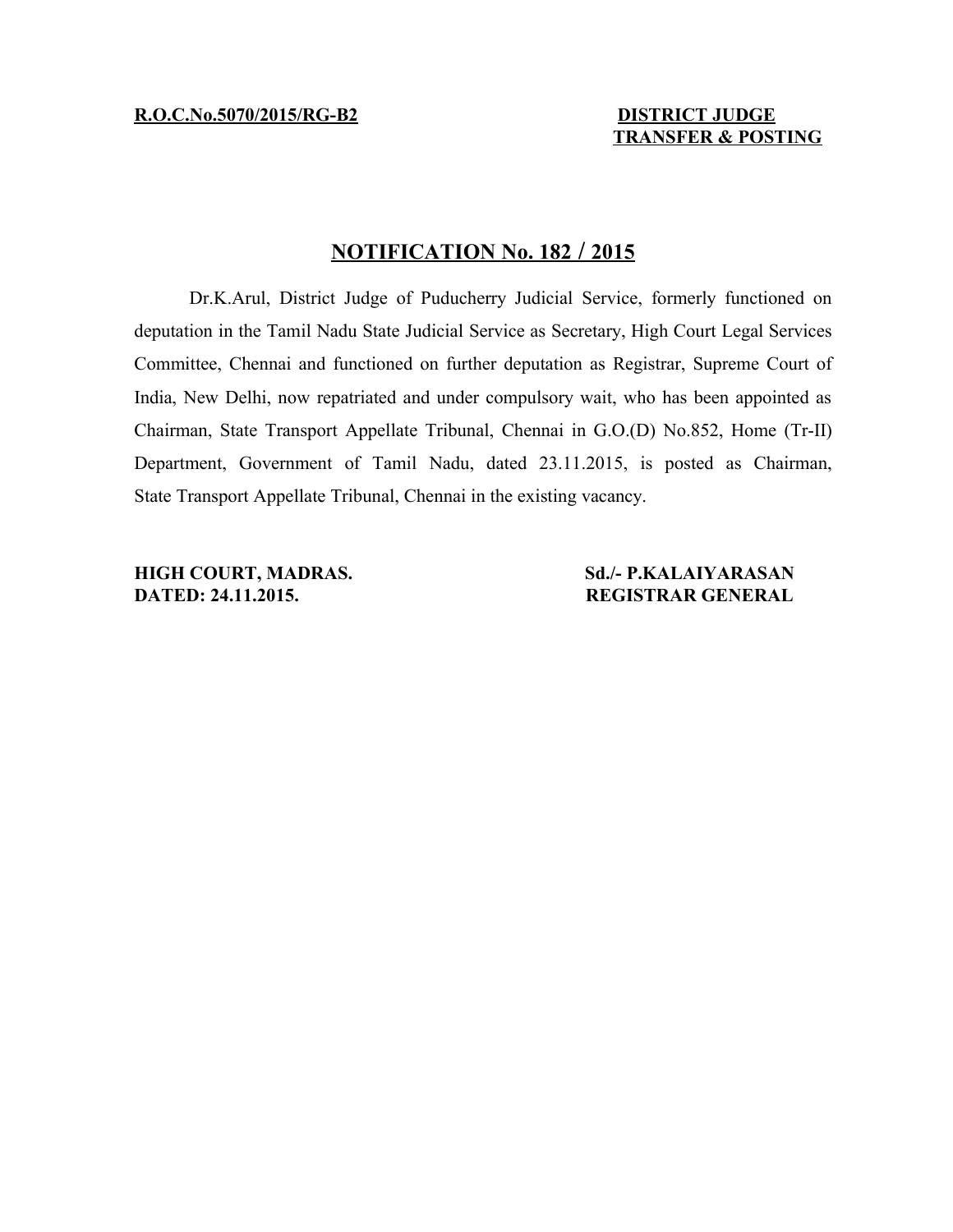**R.O.C.No.5070/2015/RG-B2**

**DISTRICT JUDGE**
**TRANSFER & POSTING**

## NOTIFICATION No. 182 / 2015

Dr.K.Arul, District Judge of Puducherry Judicial Service, formerly functioned on deputation in the Tamil Nadu State Judicial Service as Secretary, High Court Legal Services Committee, Chennai and functioned on further deputation as Registrar, Supreme Court of India, New Delhi, now repatriated and under compulsory wait, who has been appointed as Chairman, State Transport Appellate Tribunal, Chennai in G.O.(D) No.852, Home (Tr-II) Department, Government of Tamil Nadu, dated 23.11.2015, is posted as Chairman, State Transport Appellate Tribunal, Chennai in the existing vacancy.

**HIGH COURT, MADRAS.**
**DATED: 24.11.2015.**

**Sd./- P.KALAIYARASAN**
**REGISTRAR GENERAL**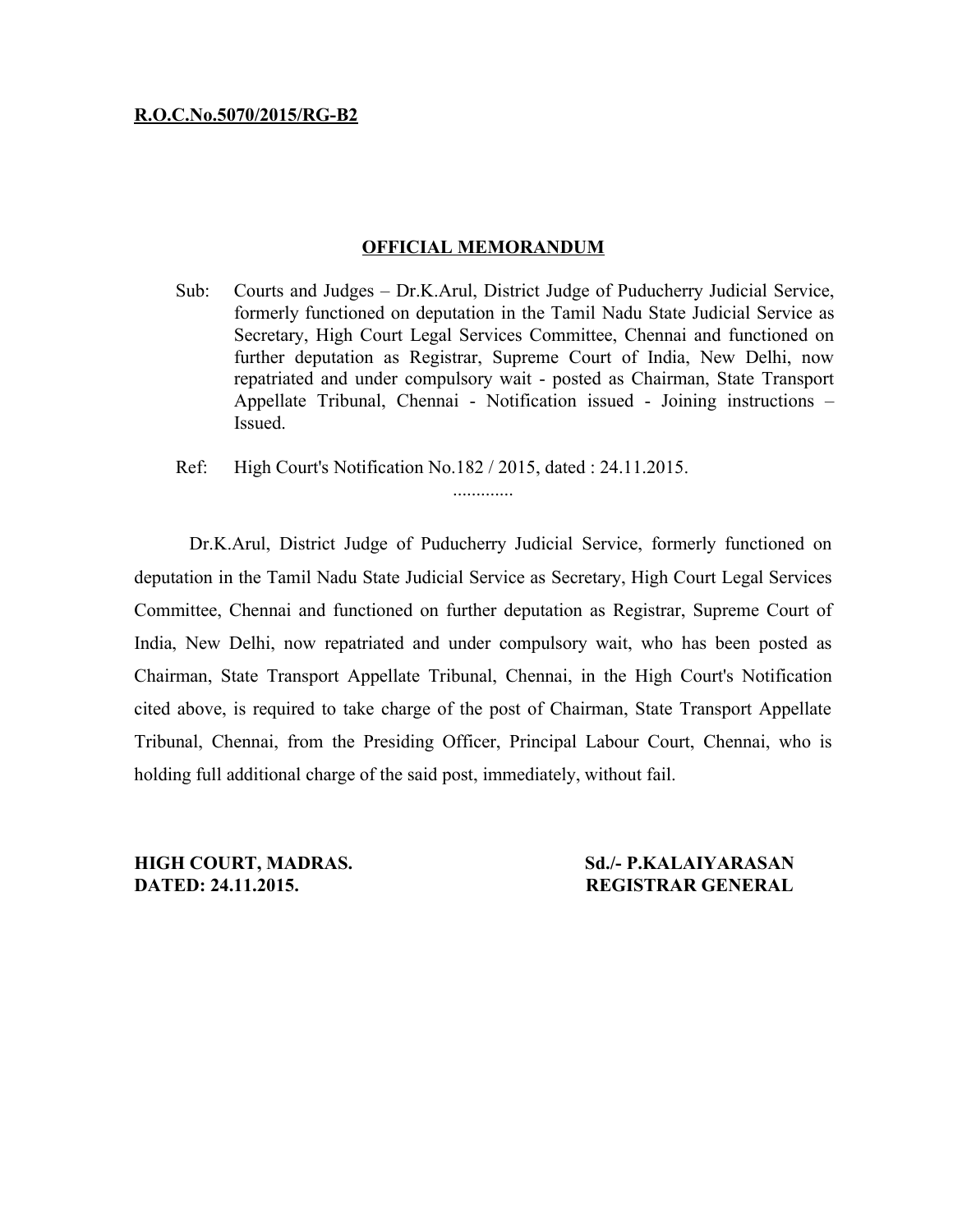**R.O.C.No.5070/2015/RG-B2**

## OFFICIAL MEMORANDUM

Sub: Courts and Judges – Dr.K.Arul, District Judge of Puducherry Judicial Service, formerly functioned on deputation in the Tamil Nadu State Judicial Service as Secretary, High Court Legal Services Committee, Chennai and functioned on further deputation as Registrar, Supreme Court of India, New Delhi, now repatriated and under compulsory wait - posted as Chairman, State Transport Appellate Tribunal, Chennai - Notification issued - Joining instructions – Issued.

Ref: High Court's Notification No.182 / 2015, dated : 24.11.2015.

.............

Dr.K.Arul, District Judge of Puducherry Judicial Service, formerly functioned on deputation in the Tamil Nadu State Judicial Service as Secretary, High Court Legal Services Committee, Chennai and functioned on further deputation as Registrar, Supreme Court of India, New Delhi, now repatriated and under compulsory wait, who has been posted as Chairman, State Transport Appellate Tribunal, Chennai, in the High Court's Notification cited above, is required to take charge of the post of Chairman, State Transport Appellate Tribunal, Chennai, from the Presiding Officer, Principal Labour Court, Chennai, who is holding full additional charge of the said post, immediately, without fail.

**HIGH COURT, MADRAS.**
**DATED: 24.11.2015.**

**Sd./- P.KALAIYARASAN**
**REGISTRAR GENERAL**